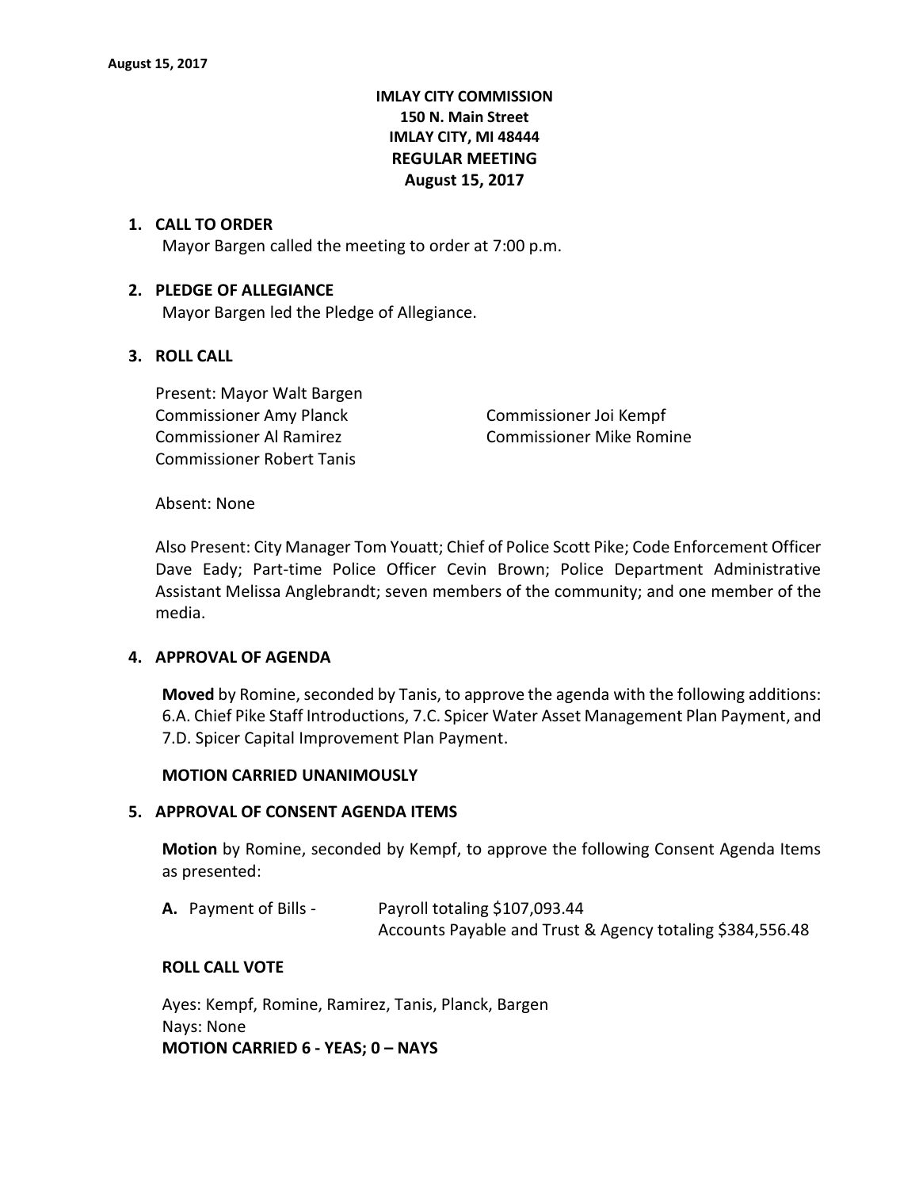**IMLAY CITY COMMISSION**
**150 N. Main Street**
**IMLAY CITY, MI 48444**
**REGULAR MEETING**
**August 15, 2017**

1. **CALL TO ORDER**

   Mayor Bargen called the meeting to order at 7:00 p.m.

2. **PLEDGE OF ALLEGIANCE**

   Mayor Bargen led the Pledge of Allegiance.

3. **ROLL CALL**

   Present: Mayor Walt Bargen
   Commissioner Amy Planck
   Commissioner Joi Kempf
   Commissioner Al Ramirez
   Commissioner Mike Romine
   Commissioner Robert Tanis

   Absent: None

   Also Present: City Manager Tom Youatt; Chief of Police Scott Pike; Code Enforcement Officer Dave Eady; Part-time Police Officer Cevin Brown; Police Department Administrative Assistant Melissa Anglebrandt; seven members of the community; and one member of the media.

4. **APPROVAL OF AGENDA**

   **Moved** by Romine, seconded by Tanis, to approve the agenda with the following additions: 6.A. Chief Pike Staff Introductions, 7.C. Spicer Water Asset Management Plan Payment, and 7.D. Spicer Capital Improvement Plan Payment.

   **MOTION CARRIED UNANIMOUSLY**

5. **APPROVAL OF CONSENT AGENDA ITEMS**

   **Motion** by Romine, seconded by Kempf, to approve the following Consent Agenda Items as presented:

   **A.** Payment of Bills - Payroll totaling $107,093.44
   Accounts Payable and Trust & Agency totaling $384,556.48

   **ROLL CALL VOTE**

   Ayes: Kempf, Romine, Ramirez, Tanis, Planck, Bargen
   Nays: None
   **MOTION CARRIED 6 - YEAS; 0 – NAYS**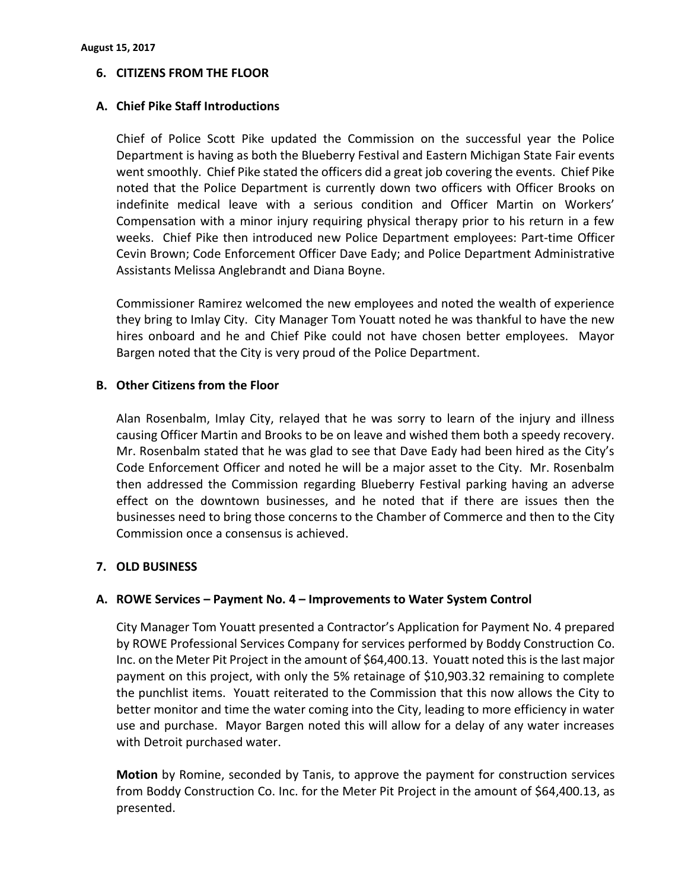## 6. CITIZENS FROM THE FLOOR

### A. Chief Pike Staff Introductions

Chief of Police Scott Pike updated the Commission on the successful year the Police Department is having as both the Blueberry Festival and Eastern Michigan State Fair events went smoothly. Chief Pike stated the officers did a great job covering the events. Chief Pike noted that the Police Department is currently down two officers with Officer Brooks on indefinite medical leave with a serious condition and Officer Martin on Workers' Compensation with a minor injury requiring physical therapy prior to his return in a few weeks. Chief Pike then introduced new Police Department employees: Part-time Officer Cevin Brown; Code Enforcement Officer Dave Eady; and Police Department Administrative Assistants Melissa Anglebrandt and Diana Boyne.

Commissioner Ramirez welcomed the new employees and noted the wealth of experience they bring to Imlay City. City Manager Tom Youatt noted he was thankful to have the new hires onboard and he and Chief Pike could not have chosen better employees. Mayor Bargen noted that the City is very proud of the Police Department.

### B. Other Citizens from the Floor

Alan Rosenbalm, Imlay City, relayed that he was sorry to learn of the injury and illness causing Officer Martin and Brooks to be on leave and wished them both a speedy recovery. Mr. Rosenbalm stated that he was glad to see that Dave Eady had been hired as the City's Code Enforcement Officer and noted he will be a major asset to the City. Mr. Rosenbalm then addressed the Commission regarding Blueberry Festival parking having an adverse effect on the downtown businesses, and he noted that if there are issues then the businesses need to bring those concerns to the Chamber of Commerce and then to the City Commission once a consensus is achieved.

## 7. OLD BUSINESS

### A. ROWE Services – Payment No. 4 – Improvements to Water System Control

City Manager Tom Youatt presented a Contractor's Application for Payment No. 4 prepared by ROWE Professional Services Company for services performed by Boddy Construction Co. Inc. on the Meter Pit Project in the amount of $64,400.13. Youatt noted this is the last major payment on this project, with only the 5% retainage of $10,903.32 remaining to complete the punchlist items. Youatt reiterated to the Commission that this now allows the City to better monitor and time the water coming into the City, leading to more efficiency in water use and purchase. Mayor Bargen noted this will allow for a delay of any water increases with Detroit purchased water.

**Motion** by Romine, seconded by Tanis, to approve the payment for construction services from Boddy Construction Co. Inc. for the Meter Pit Project in the amount of $64,400.13, as presented.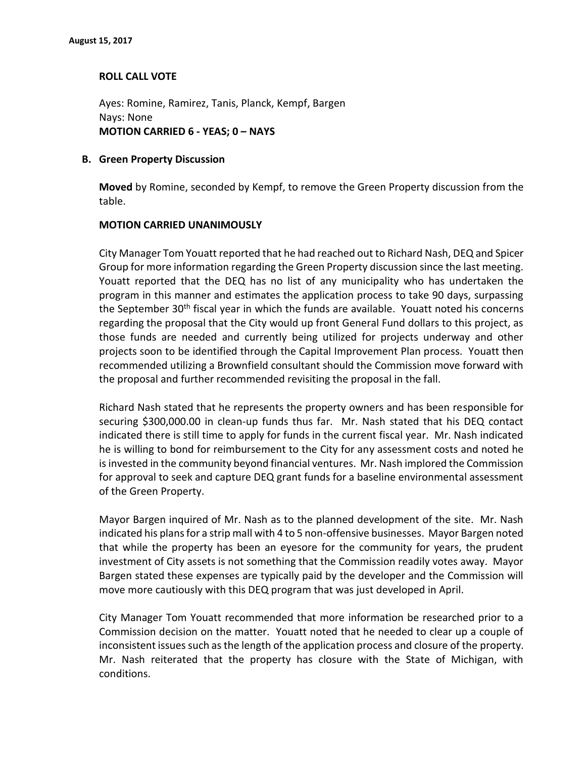**ROLL CALL VOTE**

Ayes: Romine, Ramirez, Tanis, Planck, Kempf, Bargen
Nays: None
**MOTION CARRIED 6 - YEAS; 0 – NAYS**

**B. Green Property Discussion**

**Moved** by Romine, seconded by Kempf, to remove the Green Property discussion from the table.

**MOTION CARRIED UNANIMOUSLY**

City Manager Tom Youatt reported that he had reached out to Richard Nash, DEQ and Spicer Group for more information regarding the Green Property discussion since the last meeting. Youatt reported that the DEQ has no list of any municipality who has undertaken the program in this manner and estimates the application process to take 90 days, surpassing the September 30th fiscal year in which the funds are available. Youatt noted his concerns regarding the proposal that the City would up front General Fund dollars to this project, as those funds are needed and currently being utilized for projects underway and other projects soon to be identified through the Capital Improvement Plan process. Youatt then recommended utilizing a Brownfield consultant should the Commission move forward with the proposal and further recommended revisiting the proposal in the fall.

Richard Nash stated that he represents the property owners and has been responsible for securing $300,000.00 in clean-up funds thus far. Mr. Nash stated that his DEQ contact indicated there is still time to apply for funds in the current fiscal year. Mr. Nash indicated he is willing to bond for reimbursement to the City for any assessment costs and noted he is invested in the community beyond financial ventures. Mr. Nash implored the Commission for approval to seek and capture DEQ grant funds for a baseline environmental assessment of the Green Property.

Mayor Bargen inquired of Mr. Nash as to the planned development of the site. Mr. Nash indicated his plans for a strip mall with 4 to 5 non-offensive businesses. Mayor Bargen noted that while the property has been an eyesore for the community for years, the prudent investment of City assets is not something that the Commission readily votes away. Mayor Bargen stated these expenses are typically paid by the developer and the Commission will move more cautiously with this DEQ program that was just developed in April.

City Manager Tom Youatt recommended that more information be researched prior to a Commission decision on the matter. Youatt noted that he needed to clear up a couple of inconsistent issues such as the length of the application process and closure of the property. Mr. Nash reiterated that the property has closure with the State of Michigan, with conditions.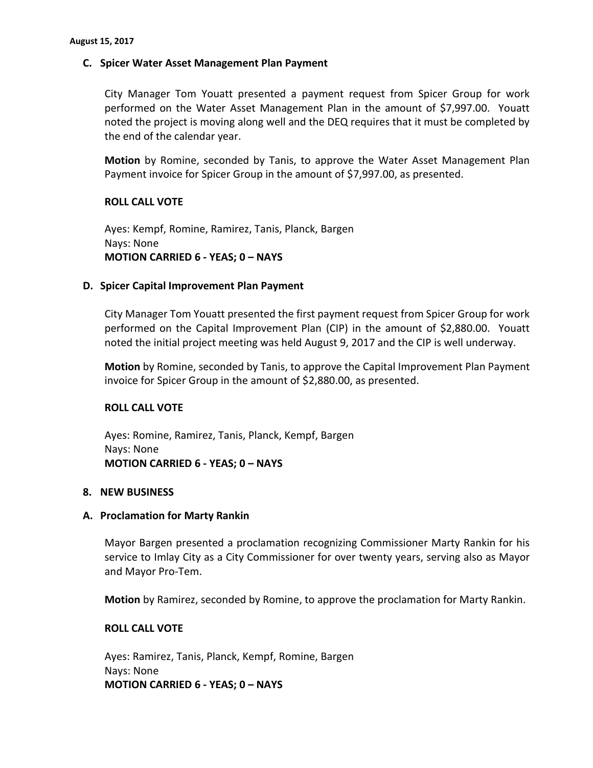### C. Spicer Water Asset Management Plan Payment

City Manager Tom Youatt presented a payment request from Spicer Group for work performed on the Water Asset Management Plan in the amount of $7,997.00. Youatt noted the project is moving along well and the DEQ requires that it must be completed by the end of the calendar year.

**Motion** by Romine, seconded by Tanis, to approve the Water Asset Management Plan Payment invoice for Spicer Group in the amount of $7,997.00, as presented.

**ROLL CALL VOTE**

Ayes: Kempf, Romine, Ramirez, Tanis, Planck, Bargen
Nays: None
**MOTION CARRIED 6 - YEAS; 0 – NAYS**

### D. Spicer Capital Improvement Plan Payment

City Manager Tom Youatt presented the first payment request from Spicer Group for work performed on the Capital Improvement Plan (CIP) in the amount of $2,880.00. Youatt noted the initial project meeting was held August 9, 2017 and the CIP is well underway.

**Motion** by Romine, seconded by Tanis, to approve the Capital Improvement Plan Payment invoice for Spicer Group in the amount of $2,880.00, as presented.

**ROLL CALL VOTE**

Ayes: Romine, Ramirez, Tanis, Planck, Kempf, Bargen
Nays: None
**MOTION CARRIED 6 - YEAS; 0 – NAYS**

## 8. NEW BUSINESS

### A. Proclamation for Marty Rankin

Mayor Bargen presented a proclamation recognizing Commissioner Marty Rankin for his service to Imlay City as a City Commissioner for over twenty years, serving also as Mayor and Mayor Pro-Tem.

**Motion** by Ramirez, seconded by Romine, to approve the proclamation for Marty Rankin.

**ROLL CALL VOTE**

Ayes: Ramirez, Tanis, Planck, Kempf, Romine, Bargen
Nays: None
**MOTION CARRIED 6 - YEAS; 0 – NAYS**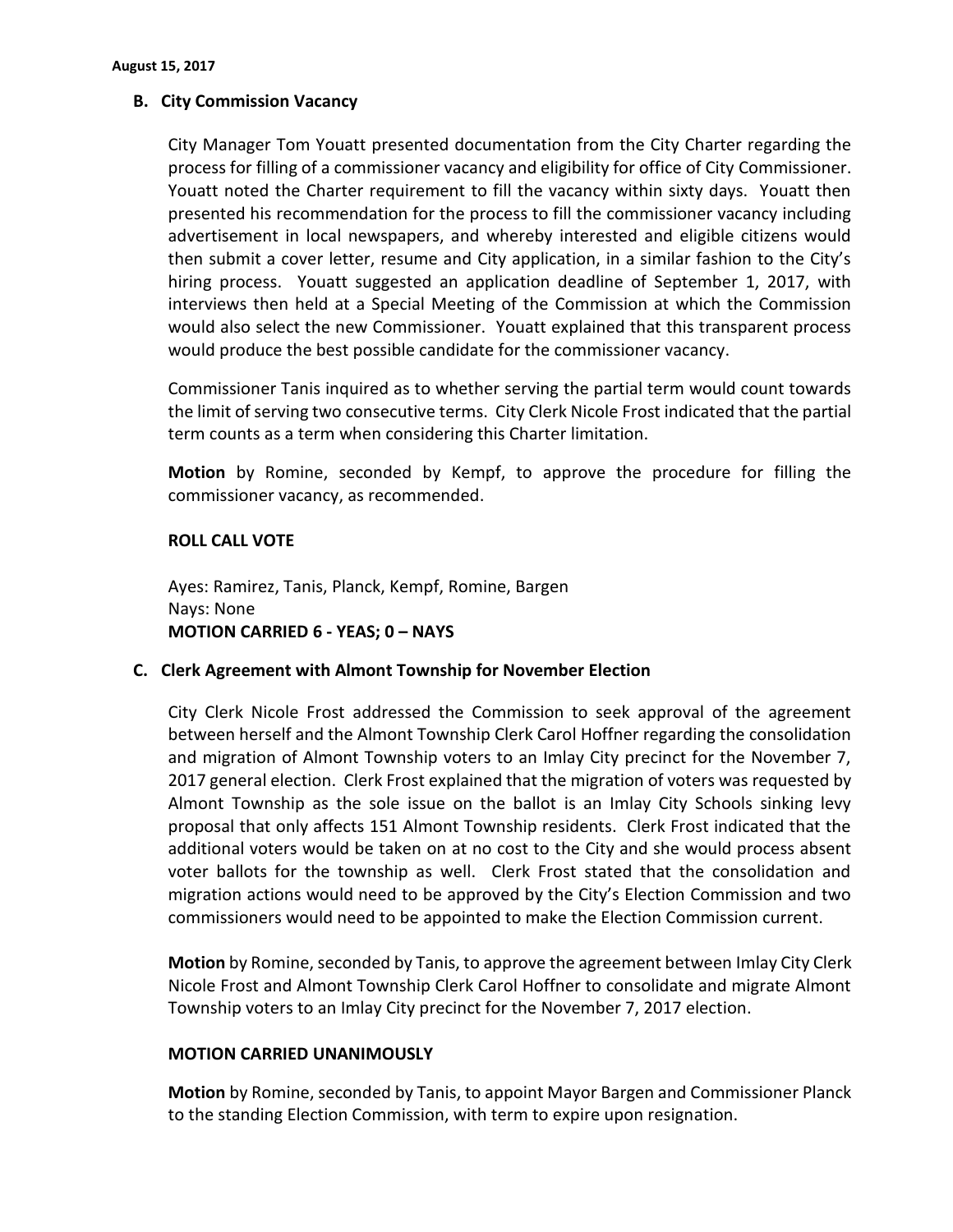### B. City Commission Vacancy

City Manager Tom Youatt presented documentation from the City Charter regarding the process for filling of a commissioner vacancy and eligibility for office of City Commissioner. Youatt noted the Charter requirement to fill the vacancy within sixty days. Youatt then presented his recommendation for the process to fill the commissioner vacancy including advertisement in local newspapers, and whereby interested and eligible citizens would then submit a cover letter, resume and City application, in a similar fashion to the City's hiring process. Youatt suggested an application deadline of September 1, 2017, with interviews then held at a Special Meeting of the Commission at which the Commission would also select the new Commissioner. Youatt explained that this transparent process would produce the best possible candidate for the commissioner vacancy.

Commissioner Tanis inquired as to whether serving the partial term would count towards the limit of serving two consecutive terms. City Clerk Nicole Frost indicated that the partial term counts as a term when considering this Charter limitation.

**Motion** by Romine, seconded by Kempf, to approve the procedure for filling the commissioner vacancy, as recommended.

**ROLL CALL VOTE**

Ayes: Ramirez, Tanis, Planck, Kempf, Romine, Bargen
Nays: None
**MOTION CARRIED 6 - YEAS; 0 – NAYS**

### C. Clerk Agreement with Almont Township for November Election

City Clerk Nicole Frost addressed the Commission to seek approval of the agreement between herself and the Almont Township Clerk Carol Hoffner regarding the consolidation and migration of Almont Township voters to an Imlay City precinct for the November 7, 2017 general election. Clerk Frost explained that the migration of voters was requested by Almont Township as the sole issue on the ballot is an Imlay City Schools sinking levy proposal that only affects 151 Almont Township residents. Clerk Frost indicated that the additional voters would be taken on at no cost to the City and she would process absent voter ballots for the township as well. Clerk Frost stated that the consolidation and migration actions would need to be approved by the City's Election Commission and two commissioners would need to be appointed to make the Election Commission current.

**Motion** by Romine, seconded by Tanis, to approve the agreement between Imlay City Clerk Nicole Frost and Almont Township Clerk Carol Hoffner to consolidate and migrate Almont Township voters to an Imlay City precinct for the November 7, 2017 election.

**MOTION CARRIED UNANIMOUSLY**

**Motion** by Romine, seconded by Tanis, to appoint Mayor Bargen and Commissioner Planck to the standing Election Commission, with term to expire upon resignation.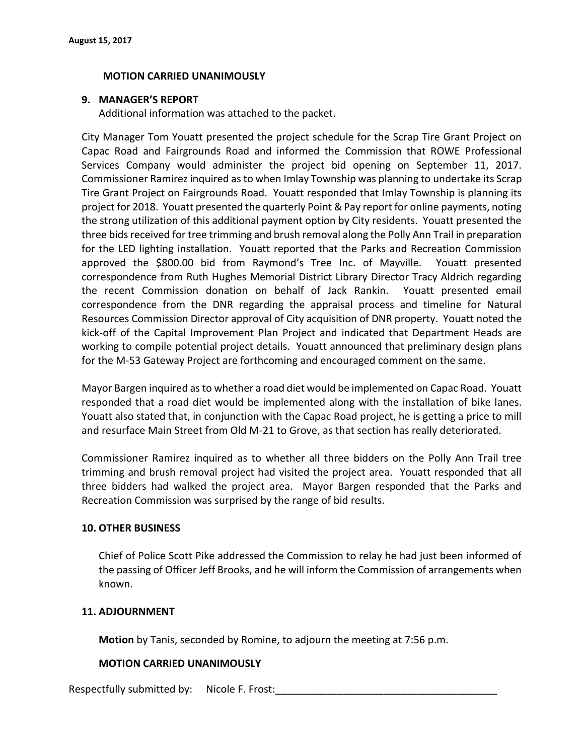**MOTION CARRIED UNANIMOUSLY**

**9. MANAGER'S REPORT**

Additional information was attached to the packet.

City Manager Tom Youatt presented the project schedule for the Scrap Tire Grant Project on Capac Road and Fairgrounds Road and informed the Commission that ROWE Professional Services Company would administer the project bid opening on September 11, 2017. Commissioner Ramirez inquired as to when Imlay Township was planning to undertake its Scrap Tire Grant Project on Fairgrounds Road. Youatt responded that Imlay Township is planning its project for 2018. Youatt presented the quarterly Point & Pay report for online payments, noting the strong utilization of this additional payment option by City residents. Youatt presented the three bids received for tree trimming and brush removal along the Polly Ann Trail in preparation for the LED lighting installation. Youatt reported that the Parks and Recreation Commission approved the $800.00 bid from Raymond's Tree Inc. of Mayville. Youatt presented correspondence from Ruth Hughes Memorial District Library Director Tracy Aldrich regarding the recent Commission donation on behalf of Jack Rankin. Youatt presented email correspondence from the DNR regarding the appraisal process and timeline for Natural Resources Commission Director approval of City acquisition of DNR property. Youatt noted the kick-off of the Capital Improvement Plan Project and indicated that Department Heads are working to compile potential project details. Youatt announced that preliminary design plans for the M-53 Gateway Project are forthcoming and encouraged comment on the same.

Mayor Bargen inquired as to whether a road diet would be implemented on Capac Road. Youatt responded that a road diet would be implemented along with the installation of bike lanes. Youatt also stated that, in conjunction with the Capac Road project, he is getting a price to mill and resurface Main Street from Old M-21 to Grove, as that section has really deteriorated.

Commissioner Ramirez inquired as to whether all three bidders on the Polly Ann Trail tree trimming and brush removal project had visited the project area. Youatt responded that all three bidders had walked the project area. Mayor Bargen responded that the Parks and Recreation Commission was surprised by the range of bid results.

**10. OTHER BUSINESS**

Chief of Police Scott Pike addressed the Commission to relay he had just been informed of the passing of Officer Jeff Brooks, and he will inform the Commission of arrangements when known.

**11. ADJOURNMENT**

**Motion** by Tanis, seconded by Romine, to adjourn the meeting at 7:56 p.m.

**MOTION CARRIED UNANIMOUSLY**

Respectfully submitted by: Nicole F. Frost:_______________________________________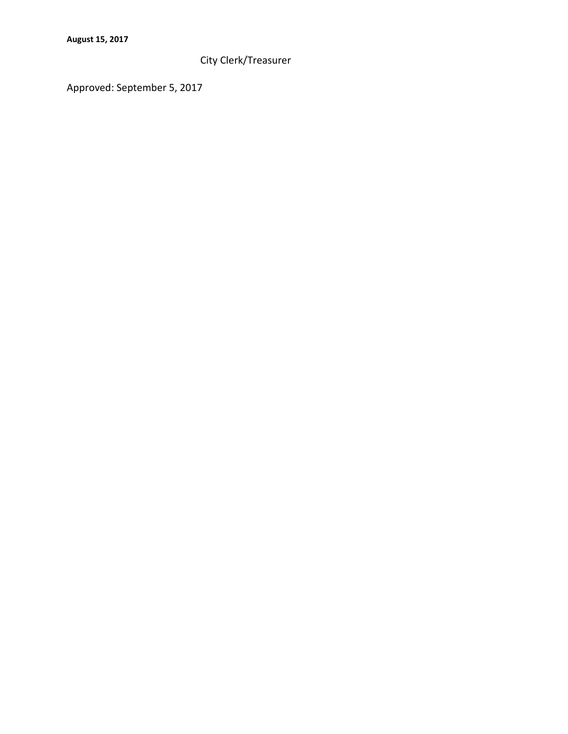**August 15, 2017**

City Clerk/Treasurer

Approved: September 5, 2017